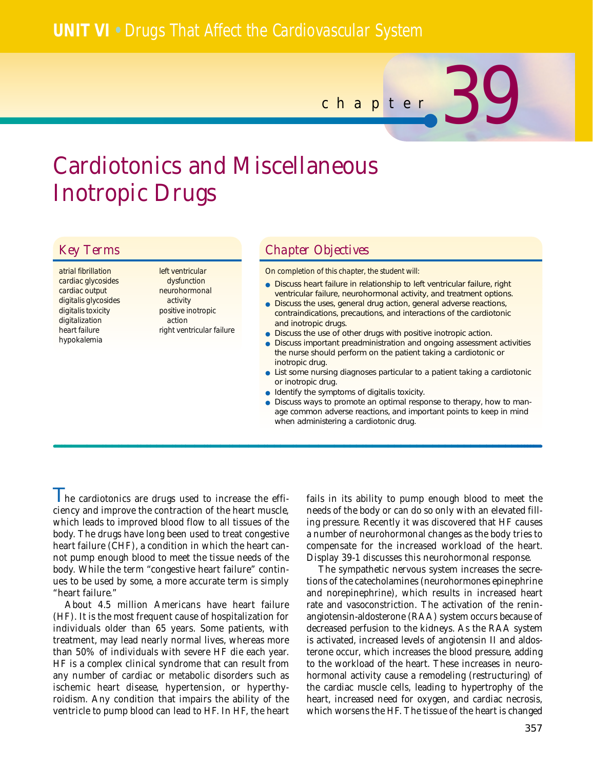# chapter 39

# Cardiotonics and Miscellaneous Inotropic Drugs

## Key Terms

- atrial fibrillation
- cardiac glycosides
- cardiac output
- digitalis glycosides
- digitalis toxicity
- digitalization
- heart failure
- hypokalemia
- left ventricular dysfunction
- neurohormonal activity
- positive inotropic action
- right ventricular failure

## Chapter Objectives

On completion of this chapter, the student will:

- Discuss heart failure in relationship to left ventricular failure, right ventricular failure, neurohormonal activity, and treatment options.
- Discuss the uses, general drug action, general adverse reactions, contraindications, precautions, and interactions of the cardiotonic and inotropic drugs.
- Discuss the use of other drugs with positive inotropic action.
- Discuss important preadministration and ongoing assessment activities the nurse should perform on the patient taking a cardiotonic or inotropic drug.
- List some nursing diagnoses particular to a patient taking a cardiotonic or inotropic drug.
- Identify the symptoms of digitalis toxicity.
- Discuss ways to promote an optimal response to therapy, how to manage common adverse reactions, and important points to keep in mind when administering a cardiotonic drug.

The cardiotonics are drugs used to increase the efficiency and improve the contraction of the heart muscle, which leads to improved blood flow to all tissues of the body. The drugs have long been used to treat congestive heart failure (CHF), a condition in which the heart cannot pump enough blood to meet the tissue needs of the body. While the term "congestive heart failure" continues to be used by some, a more accurate term is simply "heart failure."

About 4.5 million Americans have heart failure (HF). It is the most frequent cause of hospitalization for individuals older than 65 years. Some patients, with treatment, may lead nearly normal lives, whereas more than 50% of individuals with severe HF die each year. HF is a complex clinical syndrome that can result from any number of cardiac or metabolic disorders such as ischemic heart disease, hypertension, or hyperthyroidism. Any condition that impairs the ability of the ventricle to pump blood can lead to HF. In HF, the heart fails in its ability to pump enough blood to meet the needs of the body or can do so only with an elevated filling pressure. Recently it was discovered that HF causes a number of neurohormonal changes as the body tries to compensate for the increased workload of the heart. Display 39-1 discusses this neurohormonal response.

The sympathetic nervous system increases the secretions of the catecholamines (neurohormones epinephrine and norepinephrine), which results in increased heart rate and vasoconstriction. The activation of the renin-angiotensin-aldosterone (RAA) system occurs because of decreased perfusion to the kidneys. As the RAA system is activated, increased levels of angiotensin II and aldosterone occur, which increases the blood pressure, adding to the workload of the heart. These increases in neurohormonal activity cause a remodeling (restructuring) of the cardiac muscle cells, leading to hypertrophy of the heart, increased need for oxygen, and cardiac necrosis, which worsens the HF. The tissue of the heart is changed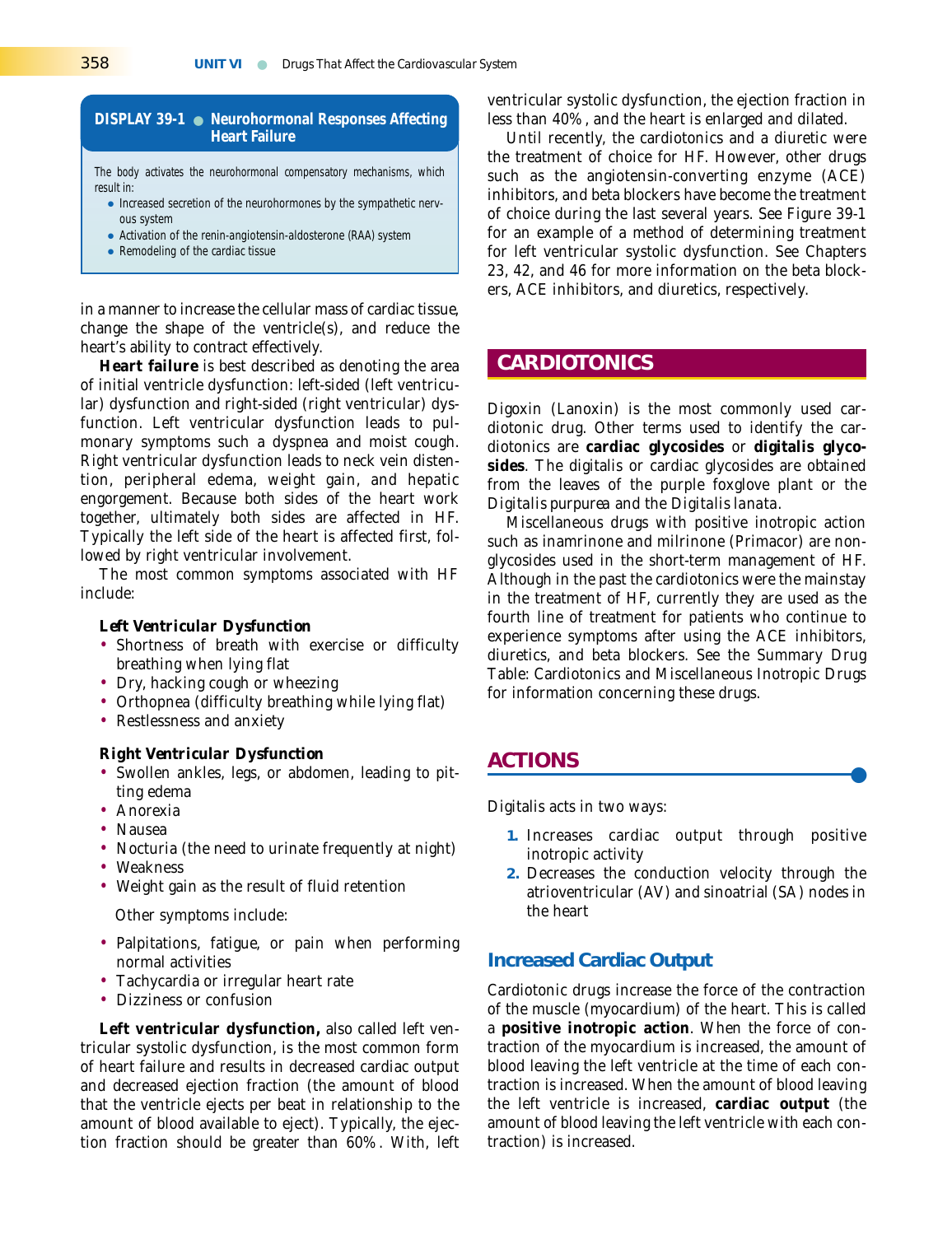**DISPLAY 39-1 ● Neurohormonal Responses Affecting Heart Failure**

The body activates the neurohormonal compensatory mechanisms, which result in:

- Increased secretion of the neurohormones by the sympathetic nervous system
- Activation of the renin-angiotensin-aldosterone (RAA) system
- Remodeling of the cardiac tissue

in a manner to increase the cellular mass of cardiac tissue, change the shape of the ventricle(s), and reduce the heart's ability to contract effectively.

**Heart failure** is best described as denoting the area of initial ventricle dysfunction: left-sided (left ventricular) dysfunction and right-sided (right ventricular) dysfunction. Left ventricular dysfunction leads to pulmonary symptoms such a dyspnea and moist cough. Right ventricular dysfunction leads to neck vein distention, peripheral edema, weight gain, and hepatic engorgement. Because both sides of the heart work together, ultimately both sides are affected in HF. Typically the left side of the heart is affected first, followed by right ventricular involvement.

The most common symptoms associated with HF include:

**Left Ventricular Dysfunction**

- Shortness of breath with exercise or difficulty breathing when lying flat
- Dry, hacking cough or wheezing
- Orthopnea (difficulty breathing while lying flat)
- Restlessness and anxiety

**Right Ventricular Dysfunction**

- Swollen ankles, legs, or abdomen, leading to pitting edema
- Anorexia
- Nausea
- Nocturia (the need to urinate frequently at night)
- Weakness
- Weight gain as the result of fluid retention

Other symptoms include:

- Palpitations, fatigue, or pain when performing normal activities
- Tachycardia or irregular heart rate
- Dizziness or confusion

**Left ventricular dysfunction,** also called left ventricular systolic dysfunction, is the most common form of heart failure and results in decreased cardiac output and decreased ejection fraction (the amount of blood that the ventricle ejects per beat in relationship to the amount of blood available to eject). Typically, the ejection fraction should be greater than 60%. With, left ventricular systolic dysfunction, the ejection fraction in less than 40%, and the heart is enlarged and dilated.

Until recently, the cardiotonics and a diuretic were the treatment of choice for HF. However, other drugs such as the angiotensin-converting enzyme (ACE) inhibitors, and beta blockers have become the treatment of choice during the last several years. See Figure 39-1 for an example of a method of determining treatment for left ventricular systolic dysfunction. See Chapters 23, 42, and 46 for more information on the beta blockers, ACE inhibitors, and diuretics, respectively.

## CARDIOTONICS

Digoxin (Lanoxin) is the most commonly used cardiotonic drug. Other terms used to identify the cardiotonics are **cardiac glycosides** or **digitalis glycosides**. The digitalis or cardiac glycosides are obtained from the leaves of the purple foxglove plant or the *Digitalis purpurea* and the *Digitalis lanata*.

Miscellaneous drugs with positive inotropic action such as inamrinone and milrinone (Primacor) are nonglycosides used in the short-term management of HF. Although in the past the cardiotonics were the mainstay in the treatment of HF, currently they are used as the fourth line of treatment for patients who continue to experience symptoms after using the ACE inhibitors, diuretics, and beta blockers. See the Summary Drug Table: Cardiotonics and Miscellaneous Inotropic Drugs for information concerning these drugs.

## ACTIONS

Digitalis acts in two ways:

1. Increases cardiac output through positive inotropic activity
2. Decreases the conduction velocity through the atrioventricular (AV) and sinoatrial (SA) nodes in the heart

### Increased Cardiac Output

Cardiotonic drugs increase the force of the contraction of the muscle (myocardium) of the heart. This is called a **positive inotropic action**. When the force of contraction of the myocardium is increased, the amount of blood leaving the left ventricle at the time of each contraction is increased. When the amount of blood leaving the left ventricle is increased, **cardiac output** (the amount of blood leaving the left ventricle with each contraction) is increased.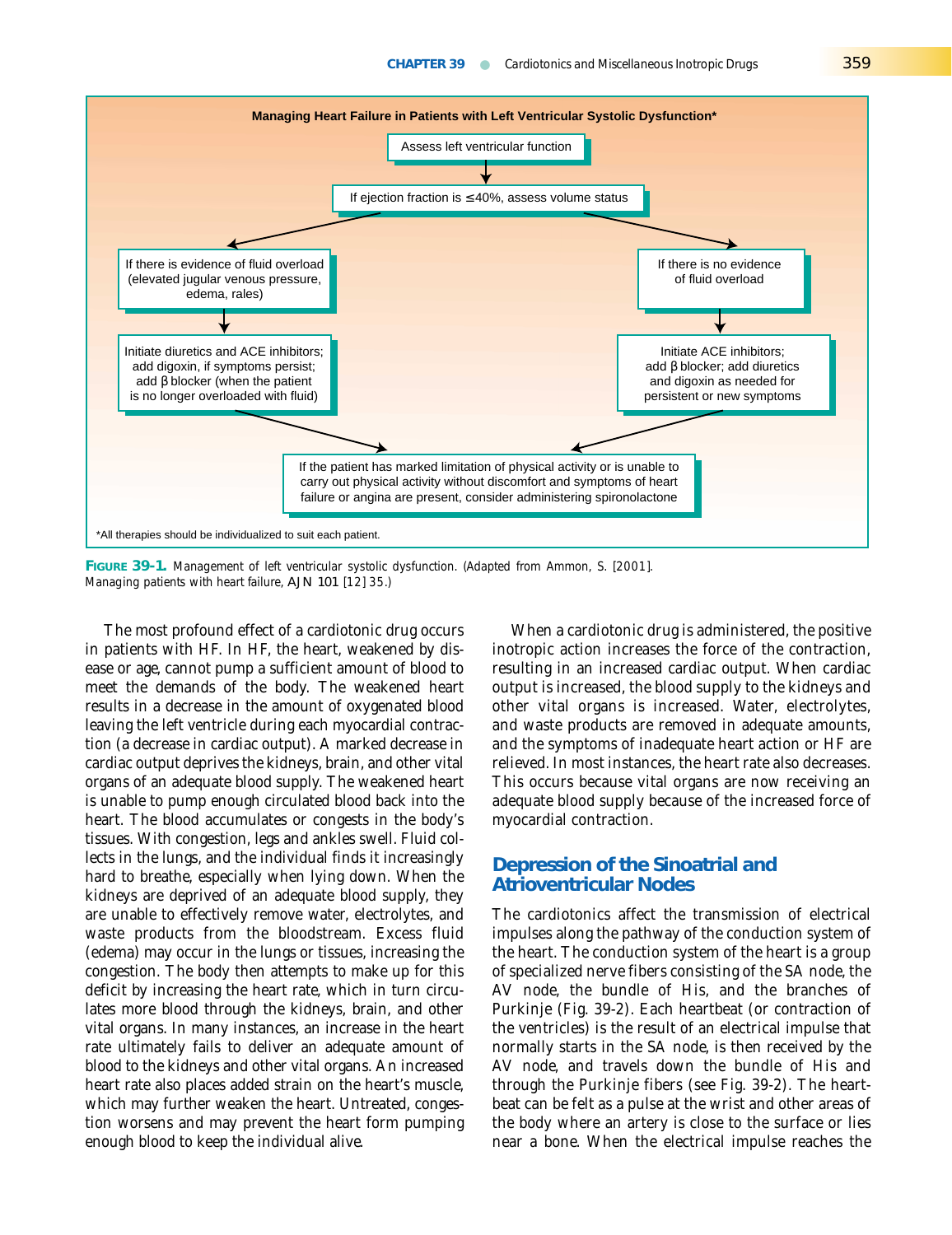**Managing Heart Failure in Patients with Left Ventricular Systolic Dysfunction***

Assess left ventricular function

↓

If ejection fraction is ≤40%, assess volume status

- If there is evidence of fluid overload (elevated jugular venous pressure, edema, rales)
  - Initiate diuretics and ACE inhibitors; add digoxin, if symptoms persist; add β blocker (when the patient is no longer overloaded with fluid)
- If there is no evidence of fluid overload
  - Initiate ACE inhibitors; add β blocker; add diuretics and digoxin as needed for persistent or new symptoms

↓

If the patient has marked limitation of physical activity or is unable to carry out physical activity without discomfort and symptoms of heart failure or angina are present, consider administering spironolactone

*All therapies should be individualized to suit each patient.

**FIGURE 39-1.** Management of left ventricular systolic dysfunction. (Adapted from Ammon, S. [2001]. Managing patients with heart failure, *AJN* 101 [12] 35.)

The most profound effect of a cardiotonic drug occurs in patients with HF. In HF, the heart, weakened by disease or age, cannot pump a sufficient amount of blood to meet the demands of the body. The weakened heart results in a decrease in the amount of oxygenated blood leaving the left ventricle during each myocardial contraction (a decrease in cardiac output). A marked decrease in cardiac output deprives the kidneys, brain, and other vital organs of an adequate blood supply. The weakened heart is unable to pump enough circulated blood back into the heart. The blood accumulates or congests in the body's tissues. With congestion, legs and ankles swell. Fluid collects in the lungs, and the individual finds it increasingly hard to breathe, especially when lying down. When the kidneys are deprived of an adequate blood supply, they are unable to effectively remove water, electrolytes, and waste products from the bloodstream. Excess fluid (edema) may occur in the lungs or tissues, increasing the congestion. The body then attempts to make up for this deficit by increasing the heart rate, which in turn circulates more blood through the kidneys, brain, and other vital organs. In many instances, an increase in the heart rate ultimately fails to deliver an adequate amount of blood to the kidneys and other vital organs. An increased heart rate also places added strain on the heart's muscle, which may further weaken the heart. Untreated, congestion worsens and may prevent the heart form pumping enough blood to keep the individual alive.

When a cardiotonic drug is administered, the positive inotropic action increases the force of the contraction, resulting in an increased cardiac output. When cardiac output is increased, the blood supply to the kidneys and other vital organs is increased. Water, electrolytes, and waste products are removed in adequate amounts, and the symptoms of inadequate heart action or HF are relieved. In most instances, the heart rate also decreases. This occurs because vital organs are now receiving an adequate blood supply because of the increased force of myocardial contraction.

## Depression of the Sinoatrial and Atrioventricular Nodes

The cardiotonics affect the transmission of electrical impulses along the pathway of the conduction system of the heart. The conduction system of the heart is a group of specialized nerve fibers consisting of the SA node, the AV node, the bundle of His, and the branches of Purkinje (Fig. 39-2). Each heartbeat (or contraction of the ventricles) is the result of an electrical impulse that normally starts in the SA node, is then received by the AV node, and travels down the bundle of His and through the Purkinje fibers (see Fig. 39-2). The heartbeat can be felt as a pulse at the wrist and other areas of the body where an artery is close to the surface or lies near a bone. When the electrical impulse reaches the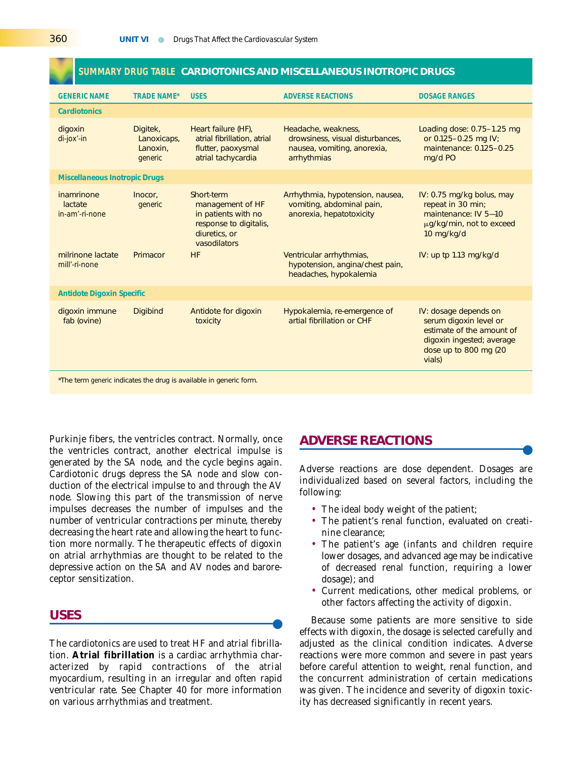## SUMMARY DRUG TABLE CARDIOTONICS AND MISCELLANEOUS INOTROPIC DRUGS

| GENERIC NAME | TRADE NAME* | USES | ADVERSE REACTIONS | DOSAGE RANGES |
|---|---|---|---|---|
| **Cardiotonics** | | | | |
| digoxin di-jox'-in | Digitek, Lanoxicaps, Lanoxin, generic | Heart failure (HF), atrial fibrillation, atrial flutter, paoxysmal atrial tachycardia | Headache, weakness, drowsiness, visual disturbances, nausea, vomiting, anorexia, arrhythmias | Loading dose: 0.75–1.25 mg or 0.125–0.25 mg IV; maintenance: 0.125–0.25 mg/d PO |
| **Miscellaneous Inotropic Drugs** | | | | |
| inamrinone lactate in-am'-ri-none | Inocor, generic | Short-term management of HF in patients with no response to digitalis, diuretics, or vasodilators | Arrhythmia, hypotension, nausea, vomiting, abdominal pain, anorexia, hepatotoxicity | IV: 0.75 mg/kg bolus, may repeat in 30 min; maintenance: IV 5—10 μg/kg/min, not to exceed 10 mg/kg/d |
| milrinone lactate mill'-ri-none | Primacor | HF | Ventricular arrhythmias, hypotension, angina/chest pain, headaches, hypokalemia | IV: up tp 1.13 mg/kg/d |
| **Antidote Digoxin Specific** | | | | |
| digoxin immune fab (ovine) | Digibind | Antidote for digoxin toxicity | Hypokalemia, re-emergence of artial fibrillation or CHF | IV: dosage depends on serum digoxin level or estimate of the amount of digoxin ingested; average dose up to 800 mg (20 vials) |

*The term *generic* indicates the drug is available in generic form.

Purkinje fibers, the ventricles contract. Normally, once the ventricles contract, another electrical impulse is generated by the SA node, and the cycle begins again. Cardiotonic drugs depress the SA node and slow conduction of the electrical impulse to and through the AV node. Slowing this part of the transmission of nerve impulses decreases the number of impulses and the number of ventricular contractions per minute, thereby decreasing the heart rate and allowing the heart to function more normally. The therapeutic effects of digoxin on atrial arrhythmias are thought to be related to the depressive action on the SA and AV nodes and baroreceptor sensitization.

## USES

The cardiotonics are used to treat HF and atrial fibrillation. **Atrial fibrillation** is a cardiac arrhythmia characterized by rapid contractions of the atrial myocardium, resulting in an irregular and often rapid ventricular rate. See Chapter 40 for more information on various arrhythmias and treatment.

## ADVERSE REACTIONS

Adverse reactions are dose dependent. Dosages are individualized based on several factors, including the following:

- The ideal body weight of the patient;
- The patient's renal function, evaluated on creatinine clearance;
- The patient's age (infants and children require lower dosages, and advanced age may be indicative of decreased renal function, requiring a lower dosage); and
- Current medications, other medical problems, or other factors affecting the activity of digoxin.

Because some patients are more sensitive to side effects with digoxin, the dosage is selected carefully and adjusted as the clinical condition indicates. Adverse reactions were more common and severe in past years before careful attention to weight, renal function, and the concurrent administration of certain medications was given. The incidence and severity of digoxin toxicity has decreased significantly in recent years.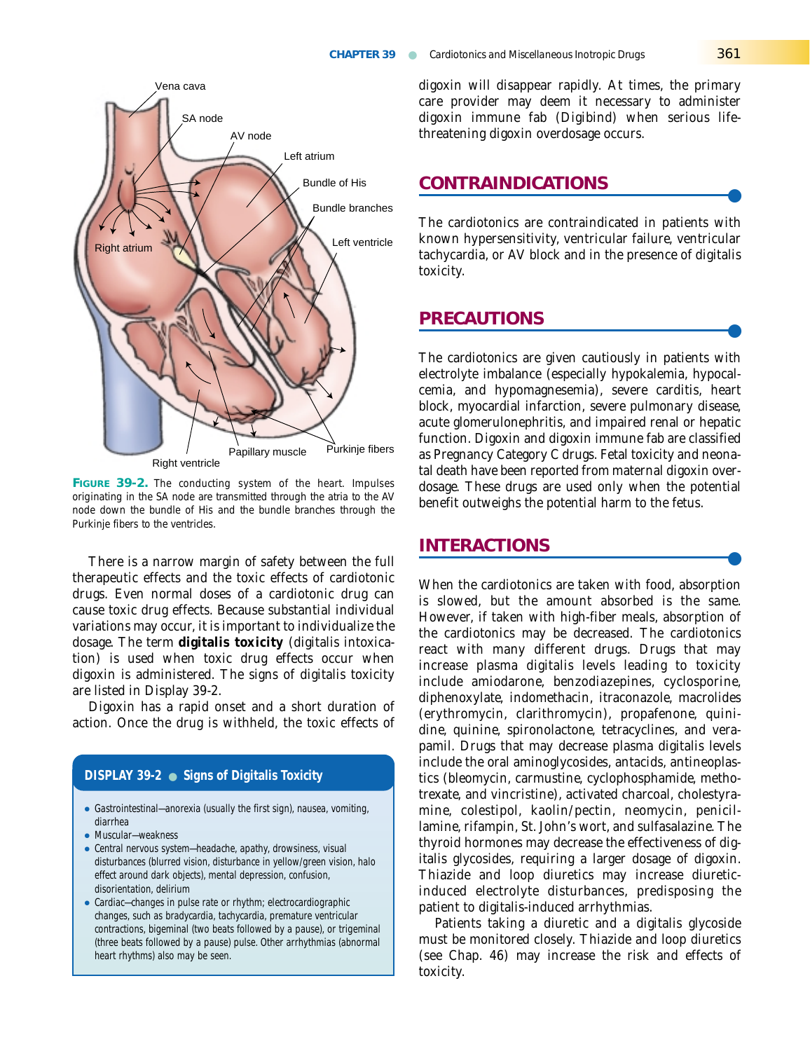**FIGURE 39-2.** The conducting system of the heart. Impulses originating in the SA node are transmitted through the atria to the AV node down the bundle of His and the bundle branches through the Purkinje fibers to the ventricles.

There is a narrow margin of safety between the full therapeutic effects and the toxic effects of cardiotonic drugs. Even normal doses of a cardiotonic drug can cause toxic drug effects. Because substantial individual variations may occur, it is important to individualize the dosage. The term **digitalis toxicity** (digitalis intoxication) is used when toxic drug effects occur when digoxin is administered. The signs of digitalis toxicity are listed in Display 39-2.

Digoxin has a rapid onset and a short duration of action. Once the drug is withheld, the toxic effects of digoxin will disappear rapidly. At times, the primary care provider may deem it necessary to administer digoxin immune fab (Digibind) when serious life-threatening digoxin overdosage occurs.

**DISPLAY 39-2 ● Signs of Digitalis Toxicity**

- Gastrointestinal—anorexia (usually the first sign), nausea, vomiting, diarrhea
- Muscular—weakness
- Central nervous system—headache, apathy, drowsiness, visual disturbances (blurred vision, disturbance in yellow/green vision, halo effect around dark objects), mental depression, confusion, disorientation, delirium
- Cardiac—changes in pulse rate or rhythm; electrocardiographic changes, such as bradycardia, tachycardia, premature ventricular contractions, bigeminal (two beats followed by a pause), or trigeminal (three beats followed by a pause) pulse. Other arrhythmias (abnormal heart rhythms) also may be seen.

## CONTRAINDICATIONS

The cardiotonics are contraindicated in patients with known hypersensitivity, ventricular failure, ventricular tachycardia, or AV block and in the presence of digitalis toxicity.

## PRECAUTIONS

The cardiotonics are given cautiously in patients with electrolyte imbalance (especially hypokalemia, hypocalcemia, and hypomagnesemia), severe carditis, heart block, myocardial infarction, severe pulmonary disease, acute glomerulonephritis, and impaired renal or hepatic function. Digoxin and digoxin immune fab are classified as Pregnancy Category C drugs. Fetal toxicity and neonatal death have been reported from maternal digoxin overdosage. These drugs are used only when the potential benefit outweighs the potential harm to the fetus.

## INTERACTIONS

When the cardiotonics are taken with food, absorption is slowed, but the amount absorbed is the same. However, if taken with high-fiber meals, absorption of the cardiotonics may be decreased. The cardiotonics react with many different drugs. Drugs that may increase plasma digitalis levels leading to toxicity include amiodarone, benzodiazepines, cyclosporine, diphenoxylate, indomethacin, itraconazole, macrolides (erythromycin, clarithromycin), propafenone, quinidine, quinine, spironolactone, tetracyclines, and verapamil. Drugs that may decrease plasma digitalis levels include the oral aminoglycosides, antacids, antineoplastics (bleomycin, carmustine, cyclophosphamide, methotrexate, and vincristine), activated charcoal, cholestyramine, colestipol, kaolin/pectin, neomycin, penicillamine, rifampin, St. John's wort, and sulfasalazine. The thyroid hormones may decrease the effectiveness of digitalis glycosides, requiring a larger dosage of digoxin. Thiazide and loop diuretics may increase diuretic-induced electrolyte disturbances, predisposing the patient to digitalis-induced arrhythmias.

Patients taking a diuretic and a digitalis glycoside must be monitored closely. Thiazide and loop diuretics (see Chap. 46) may increase the risk and effects of toxicity.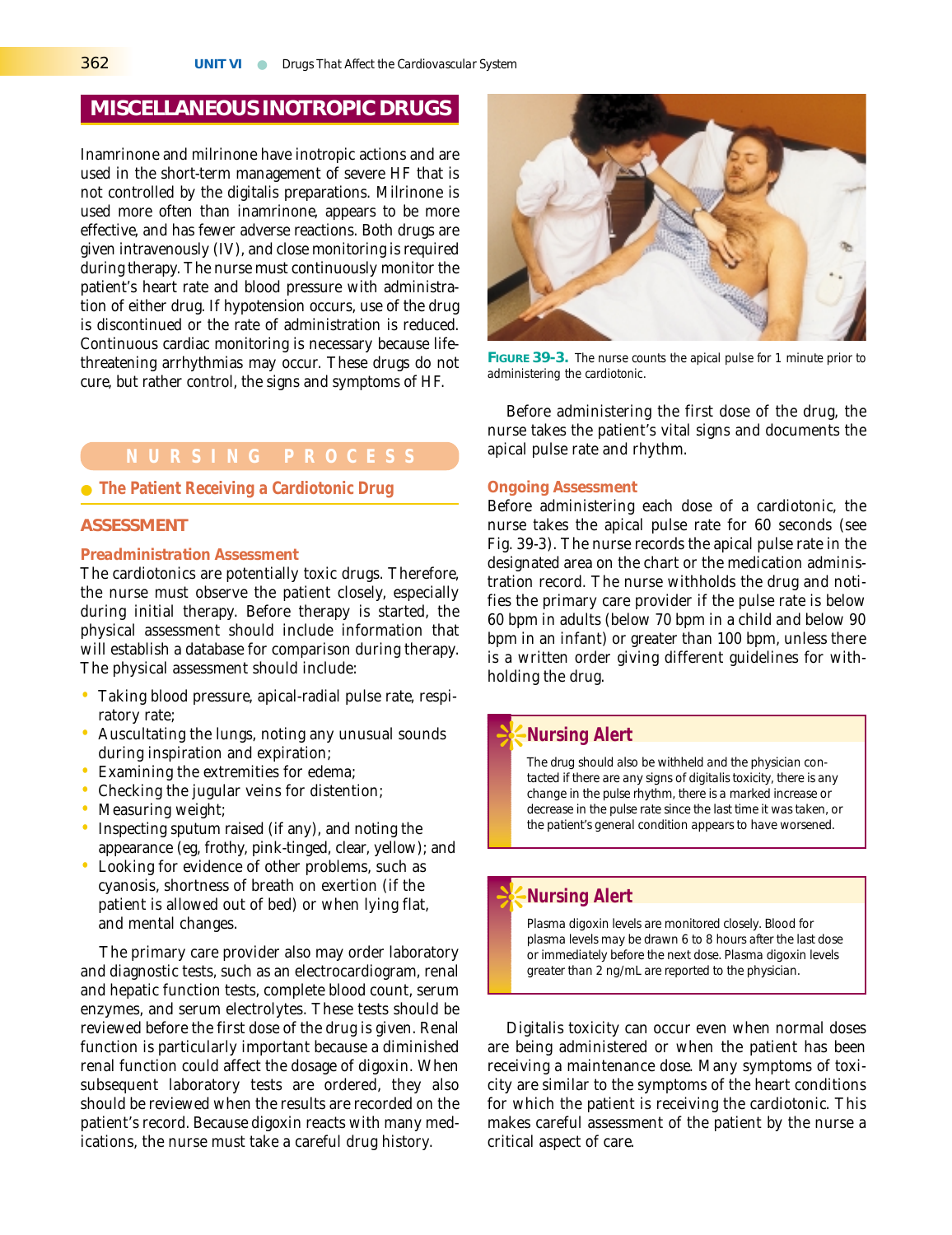## MISCELLANEOUS INOTROPIC DRUGS

Inamrinone and milrinone have inotropic actions and are used in the short-term management of severe HF that is not controlled by the digitalis preparations. Milrinone is used more often than inamrinone, appears to be more effective, and has fewer adverse reactions. Both drugs are given intravenously (IV), and close monitoring is required during therapy. The nurse must continuously monitor the patient's heart rate and blood pressure with administration of either drug. If hypotension occurs, use of the drug is discontinued or the rate of administration is reduced. Continuous cardiac monitoring is necessary because life-threatening arrhythmias may occur. These drugs do not cure, but rather control, the signs and symptoms of HF.

## NURSING PROCESS

### The Patient Receiving a Cardiotonic Drug

### ASSESSMENT

#### *Preadministration Assessment*

The cardiotonics are potentially toxic drugs. Therefore, the nurse must observe the patient closely, especially during initial therapy. Before therapy is started, the physical assessment should include information that will establish a database for comparison during therapy. The physical assessment should include:

- Taking blood pressure, apical-radial pulse rate, respiratory rate;
- Auscultating the lungs, noting any unusual sounds during inspiration and expiration;
- Examining the extremities for edema;
- Checking the jugular veins for distention;
- Measuring weight;
- Inspecting sputum raised (if any), and noting the appearance (eg, frothy, pink-tinged, clear, yellow); and
- Looking for evidence of other problems, such as cyanosis, shortness of breath on exertion (if the patient is allowed out of bed) or when lying flat, and mental changes.

The primary care provider also may order laboratory and diagnostic tests, such as an electrocardiogram, renal and hepatic function tests, complete blood count, serum enzymes, and serum electrolytes. These tests should be reviewed before the first dose of the drug is given. Renal function is particularly important because a diminished renal function could affect the dosage of digoxin. When subsequent laboratory tests are ordered, they also should be reviewed when the results are recorded on the patient's record. Because digoxin reacts with many medications, the nurse must take a careful drug history.

**FIGURE 39-3.** The nurse counts the apical pulse for 1 minute prior to administering the cardiotonic.

Before administering the first dose of the drug, the nurse takes the patient's vital signs and documents the apical pulse rate and rhythm.

#### Ongoing Assessment

Before administering each dose of a cardiotonic, the nurse takes the apical pulse rate for 60 seconds (see Fig. 39-3). The nurse records the apical pulse rate in the designated area on the chart or the medication administration record. The nurse withholds the drug and notifies the primary care provider if the pulse rate is below 60 bpm in adults (below 70 bpm in a child and below 90 bpm in an infant) or greater than 100 bpm, unless there is a written order giving different guidelines for withholding the drug.

> **Nursing Alert**
>
> The drug should also be withheld and the physician contacted if there are any signs of digitalis toxicity, there is any change in the pulse rhythm, there is a marked increase or decrease in the pulse rate since the last time it was taken, or the patient's general condition appears to have worsened.

> **Nursing Alert**
>
> Plasma digoxin levels are monitored closely. Blood for plasma levels may be drawn 6 to 8 hours after the last dose or immediately before the next dose. Plasma digoxin levels greater than 2 ng/mL are reported to the physician.

Digitalis toxicity can occur even when normal doses are being administered or when the patient has been receiving a maintenance dose. Many symptoms of toxicity are similar to the symptoms of the heart conditions for which the patient is receiving the cardiotonic. This makes careful assessment of the patient by the nurse a critical aspect of care.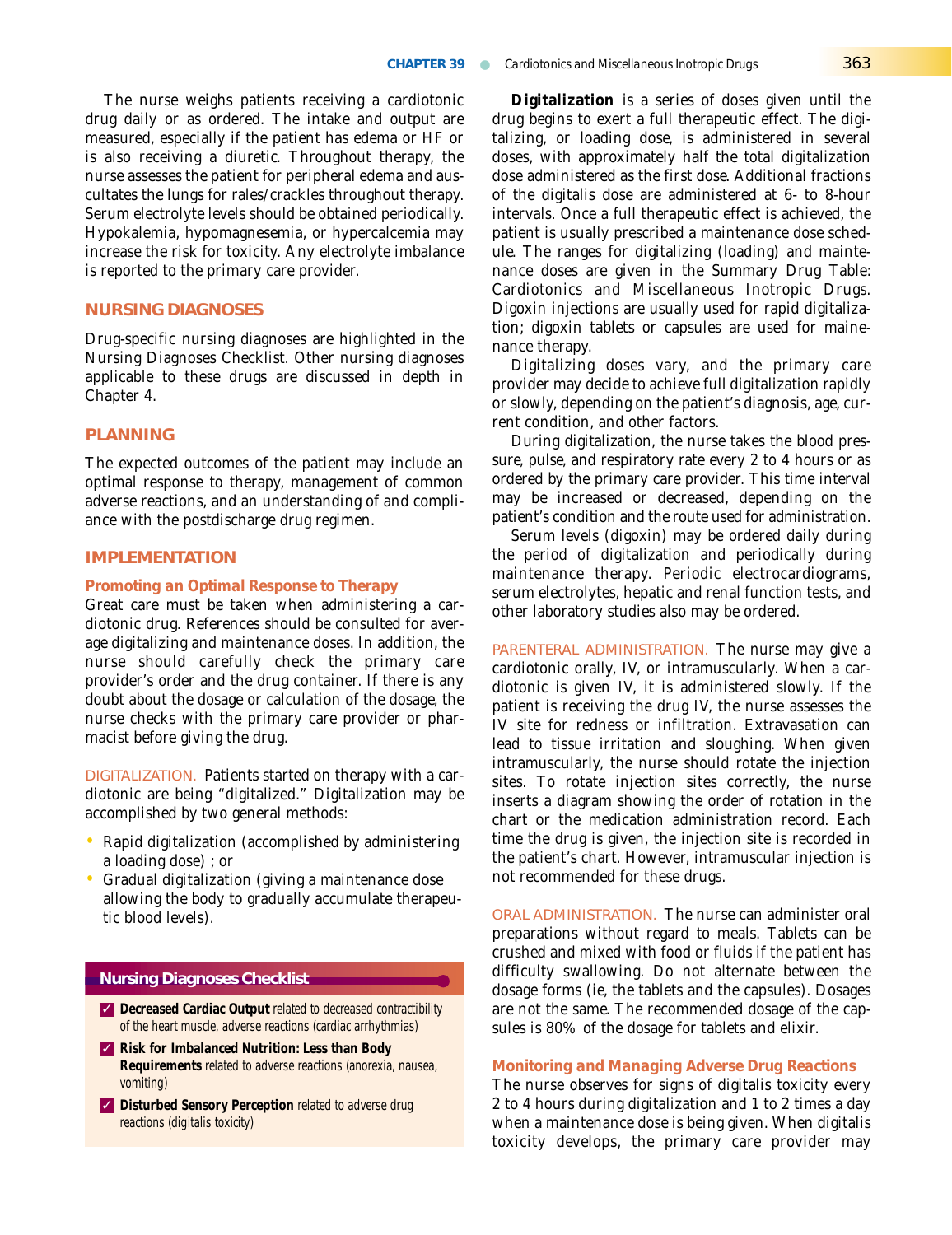The nurse weighs patients receiving a cardiotonic drug daily or as ordered. The intake and output are measured, especially if the patient has edema or HF or is also receiving a diuretic. Throughout therapy, the nurse assesses the patient for peripheral edema and auscultates the lungs for rales/crackles throughout therapy. Serum electrolyte levels should be obtained periodically. Hypokalemia, hypomagnesemia, or hypercalcemia may increase the risk for toxicity. Any electrolyte imbalance is reported to the primary care provider.

## NURSING DIAGNOSES

Drug-specific nursing diagnoses are highlighted in the Nursing Diagnoses Checklist. Other nursing diagnoses applicable to these drugs are discussed in depth in Chapter 4.

## PLANNING

The expected outcomes of the patient may include an optimal response to therapy, management of common adverse reactions, and an understanding of and compliance with the postdischarge drug regimen.

## IMPLEMENTATION

### Promoting an Optimal Response to Therapy

Great care must be taken when administering a cardiotonic drug. References should be consulted for average digitalizing and maintenance doses. In addition, the nurse should carefully check the primary care provider's order and the drug container. If there is any doubt about the dosage or calculation of the dosage, the nurse checks with the primary care provider or pharmacist before giving the drug.

DIGITALIZATION. Patients started on therapy with a cardiotonic are being "digitalized." Digitalization may be accomplished by two general methods:

- Rapid digitalization (accomplished by administering a loading dose) ; or
- Gradual digitalization (giving a maintenance dose allowing the body to gradually accumulate therapeutic blood levels).

**Nursing Diagnoses Checklist**

- ✓ **Decreased Cardiac Output** related to decreased contractibility of the heart muscle, adverse reactions (cardiac arrhythmias)
- ✓ **Risk for Imbalanced Nutrition: Less than Body Requirements** related to adverse reactions (anorexia, nausea, vomiting)
- ✓ **Disturbed Sensory Perception** related to adverse drug reactions (digitalis toxicity)

**Digitalization** is a series of doses given until the drug begins to exert a full therapeutic effect. The digitalizing, or loading dose, is administered in several doses, with approximately half the total digitalization dose administered as the first dose. Additional fractions of the digitalis dose are administered at 6- to 8-hour intervals. Once a full therapeutic effect is achieved, the patient is usually prescribed a maintenance dose schedule. The ranges for digitalizing (loading) and maintenance doses are given in the Summary Drug Table: Cardiotonics and Miscellaneous Inotropic Drugs. Digoxin injections are usually used for rapid digitalization; digoxin tablets or capsules are used for maintenance therapy.

Digitalizing doses vary, and the primary care provider may decide to achieve full digitalization rapidly or slowly, depending on the patient's diagnosis, age, current condition, and other factors.

During digitalization, the nurse takes the blood pressure, pulse, and respiratory rate every 2 to 4 hours or as ordered by the primary care provider. This time interval may be increased or decreased, depending on the patient's condition and the route used for administration.

Serum levels (digoxin) may be ordered daily during the period of digitalization and periodically during maintenance therapy. Periodic electrocardiograms, serum electrolytes, hepatic and renal function tests, and other laboratory studies also may be ordered.

PARENTERAL ADMINISTRATION. The nurse may give a cardiotonic orally, IV, or intramuscularly. When a cardiotonic is given IV, it is administered slowly. If the patient is receiving the drug IV, the nurse assesses the IV site for redness or infiltration. Extravasation can lead to tissue irritation and sloughing. When given intramuscularly, the nurse should rotate the injection sites. To rotate injection sites correctly, the nurse inserts a diagram showing the order of rotation in the chart or the medication administration record. Each time the drug is given, the injection site is recorded in the patient's chart. However, intramuscular injection is not recommended for these drugs.

ORAL ADMINISTRATION. The nurse can administer oral preparations without regard to meals. Tablets can be crushed and mixed with food or fluids if the patient has difficulty swallowing. Do not alternate between the dosage forms (ie, the tablets and the capsules). Dosages are not the same. The recommended dosage of the capsules is 80% of the dosage for tablets and elixir.

### Monitoring and Managing Adverse Drug Reactions

The nurse observes for signs of digitalis toxicity every 2 to 4 hours during digitalization and 1 to 2 times a day when a maintenance dose is being given. When digitalis toxicity develops, the primary care provider may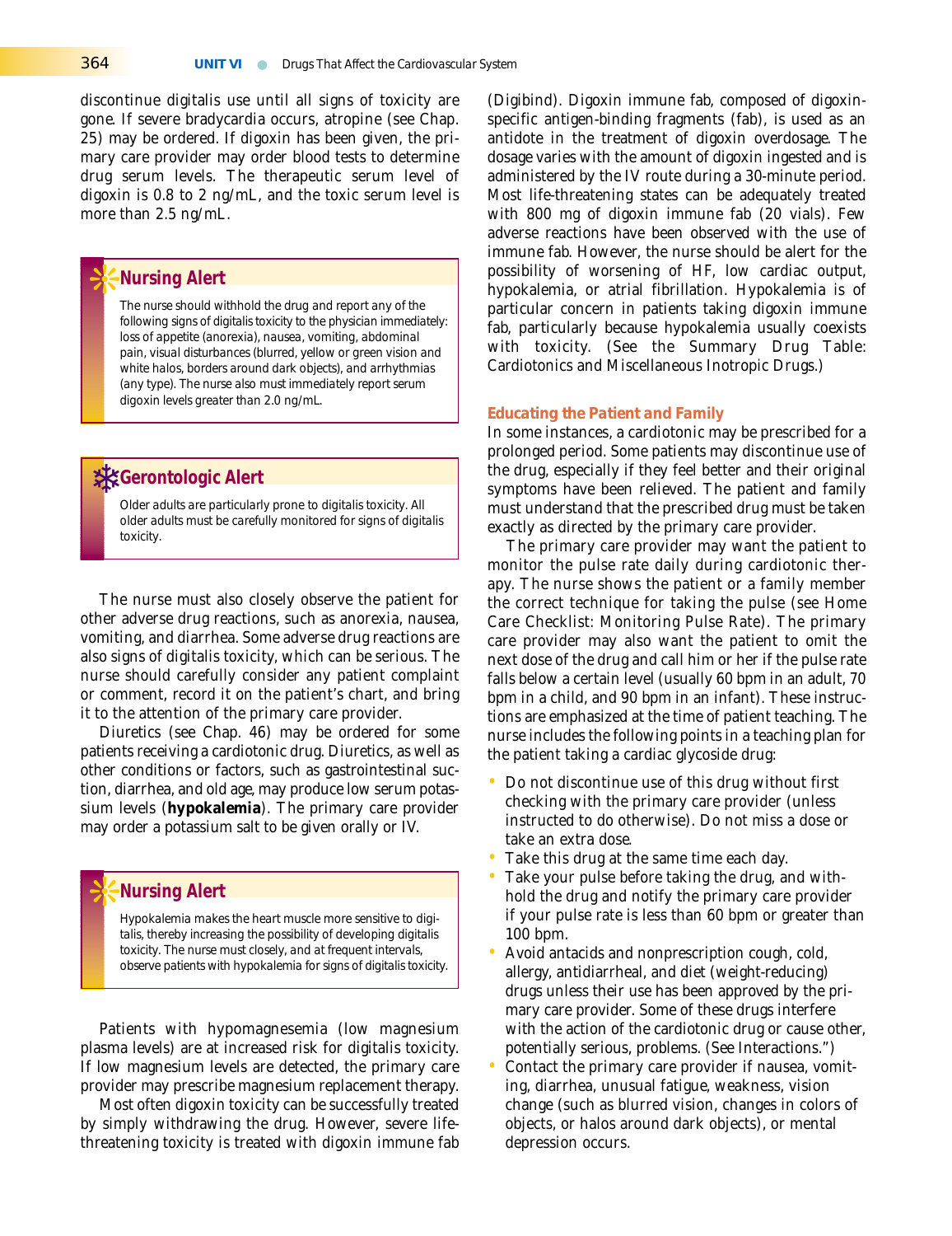discontinue digitalis use until all signs of toxicity are gone. If severe bradycardia occurs, atropine (see Chap. 25) may be ordered. If digoxin has been given, the primary care provider may order blood tests to determine drug serum levels. The therapeutic serum level of digoxin is 0.8 to 2 ng/mL, and the toxic serum level is more than 2.5 ng/mL.

> **Nursing Alert**
>
> The nurse should withhold the drug and report any of the following signs of digitalis toxicity to the physician immediately: loss of appetite (anorexia), nausea, vomiting, abdominal pain, visual disturbances (blurred, yellow or green vision and white halos, borders around dark objects), and arrhythmias (any type). The nurse also must immediately report serum digoxin levels greater than 2.0 ng/mL.

> **Gerontologic Alert**
>
> Older adults are particularly prone to digitalis toxicity. All older adults must be carefully monitored for signs of digitalis toxicity.

The nurse must also closely observe the patient for other adverse drug reactions, such as anorexia, nausea, vomiting, and diarrhea. Some adverse drug reactions are also signs of digitalis toxicity, which can be serious. The nurse should carefully consider any patient complaint or comment, record it on the patient's chart, and bring it to the attention of the primary care provider.

Diuretics (see Chap. 46) may be ordered for some patients receiving a cardiotonic drug. Diuretics, as well as other conditions or factors, such as gastrointestinal suction, diarrhea, and old age, may produce low serum potassium levels (**hypokalemia**). The primary care provider may order a potassium salt to be given orally or IV.

> **Nursing Alert**
>
> Hypokalemia makes the heart muscle more sensitive to digitalis, thereby increasing the possibility of developing digitalis toxicity. The nurse must closely, and at frequent intervals, observe patients with hypokalemia for signs of digitalis toxicity.

Patients with hypomagnesemia (low magnesium plasma levels) are at increased risk for digitalis toxicity. If low magnesium levels are detected, the primary care provider may prescribe magnesium replacement therapy.

Most often digoxin toxicity can be successfully treated by simply withdrawing the drug. However, severe life-threatening toxicity is treated with digoxin immune fab (Digibind). Digoxin immune fab, composed of digoxin-specific antigen-binding fragments (fab), is used as an antidote in the treatment of digoxin overdosage. The dosage varies with the amount of digoxin ingested and is administered by the IV route during a 30-minute period. Most life-threatening states can be adequately treated with 800 mg of digoxin immune fab (20 vials). Few adverse reactions have been observed with the use of immune fab. However, the nurse should be alert for the possibility of worsening of HF, low cardiac output, hypokalemia, or atrial fibrillation. Hypokalemia is of particular concern in patients taking digoxin immune fab, particularly because hypokalemia usually coexists with toxicity. (See the Summary Drug Table: Cardiotonics and Miscellaneous Inotropic Drugs.)

### Educating the Patient and Family

In some instances, a cardiotonic may be prescribed for a prolonged period. Some patients may discontinue use of the drug, especially if they feel better and their original symptoms have been relieved. The patient and family must understand that the prescribed drug must be taken exactly as directed by the primary care provider.

The primary care provider may want the patient to monitor the pulse rate daily during cardiotonic therapy. The nurse shows the patient or a family member the correct technique for taking the pulse (see Home Care Checklist: Monitoring Pulse Rate). The primary care provider may also want the patient to omit the next dose of the drug and call him or her if the pulse rate falls below a certain level (usually 60 bpm in an adult, 70 bpm in a child, and 90 bpm in an infant). These instructions are emphasized at the time of patient teaching. The nurse includes the following points in a teaching plan for the patient taking a cardiac glycoside drug:

- Do not discontinue use of this drug without first checking with the primary care provider (unless instructed to do otherwise). Do not miss a dose or take an extra dose.
- Take this drug at the same time each day.
- Take your pulse before taking the drug, and withhold the drug and notify the primary care provider if your pulse rate is less than 60 bpm or greater than 100 bpm.
- Avoid antacids and nonprescription cough, cold, allergy, antidiarrheal, and diet (weight-reducing) drugs unless their use has been approved by the primary care provider. Some of these drugs interfere with the action of the cardiotonic drug or cause other, potentially serious, problems. (See Interactions.")
- Contact the primary care provider if nausea, vomiting, diarrhea, unusual fatigue, weakness, vision change (such as blurred vision, changes in colors of objects, or halos around dark objects), or mental depression occurs.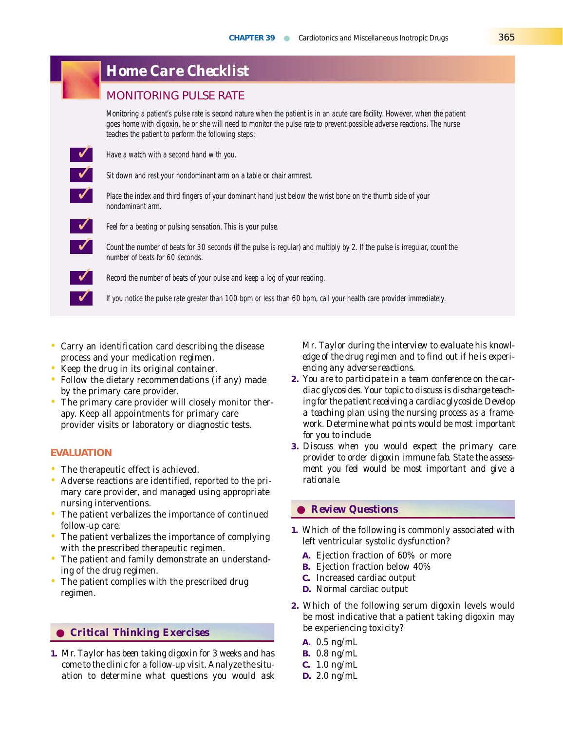## Home Care Checklist

### MONITORING PULSE RATE

*Monitoring a patient's pulse rate is second nature when the patient is in an acute care facility. However, when the patient goes home with digoxin, he or she will need to monitor the pulse rate to prevent possible adverse reactions. The nurse teaches the patient to perform the following steps:*

- ✓ *Have a watch with a second hand with you.*
- ✓ *Sit down and rest your nondominant arm on a table or chair armrest.*
- ✓ *Place the index and third fingers of your dominant hand just below the wrist bone on the thumb side of your nondominant arm.*
- ✓ *Feel for a beating or pulsing sensation. This is your pulse.*
- ✓ *Count the number of beats for 30 seconds (if the pulse is regular) and multiply by 2. If the pulse is irregular, count the number of beats for 60 seconds.*
- ✓ *Record the number of beats of your pulse and keep a log of your reading.*
- ✓ *If you notice the pulse rate greater than 100 bpm or less than 60 bpm, call your health care provider immediately.*

- Carry an identification card describing the disease process and your medication regimen.
- Keep the drug in its original container.
- Follow the dietary recommendations (if any) made by the primary care provider.
- The primary care provider will closely monitor therapy. Keep all appointments for primary care provider visits or laboratory or diagnostic tests.

### EVALUATION

- The therapeutic effect is achieved.
- Adverse reactions are identified, reported to the primary care provider, and managed using appropriate nursing interventions.
- The patient verbalizes the importance of continued follow-up care.
- The patient verbalizes the importance of complying with the prescribed therapeutic regimen.
- The patient and family demonstrate an understanding of the drug regimen.
- The patient complies with the prescribed drug regimen.

## ● Critical Thinking Exercises

1. *Mr. Taylor has been taking digoxin for 3 weeks and has come to the clinic for a follow-up visit. Analyze the situation to determine what questions you would ask Mr. Taylor during the interview to evaluate his knowledge of the drug regimen and to find out if he is experiencing any adverse reactions.*
2. *You are to participate in a team conference on the cardiac glycosides. Your topic to discuss is discharge teaching for the patient receiving a cardiac glycoside. Develop a teaching plan using the nursing process as a framework. Determine what points would be most important for you to include.*
3. *Discuss when you would expect the primary care provider to order digoxin immune fab. State the assessment you feel would be most important and give a rationale.*

## ● Review Questions

1. Which of the following is commonly associated with left ventricular systolic dysfunction?
   - **A.** Ejection fraction of 60% or more
   - **B.** Ejection fraction below 40%
   - **C.** Increased cardiac output
   - **D.** Normal cardiac output
2. Which of the following serum digoxin levels would be most indicative that a patient taking digoxin may be experiencing toxicity?
   - **A.** 0.5 ng/mL
   - **B.** 0.8 ng/mL
   - **C.** 1.0 ng/mL
   - **D.** 2.0 ng/mL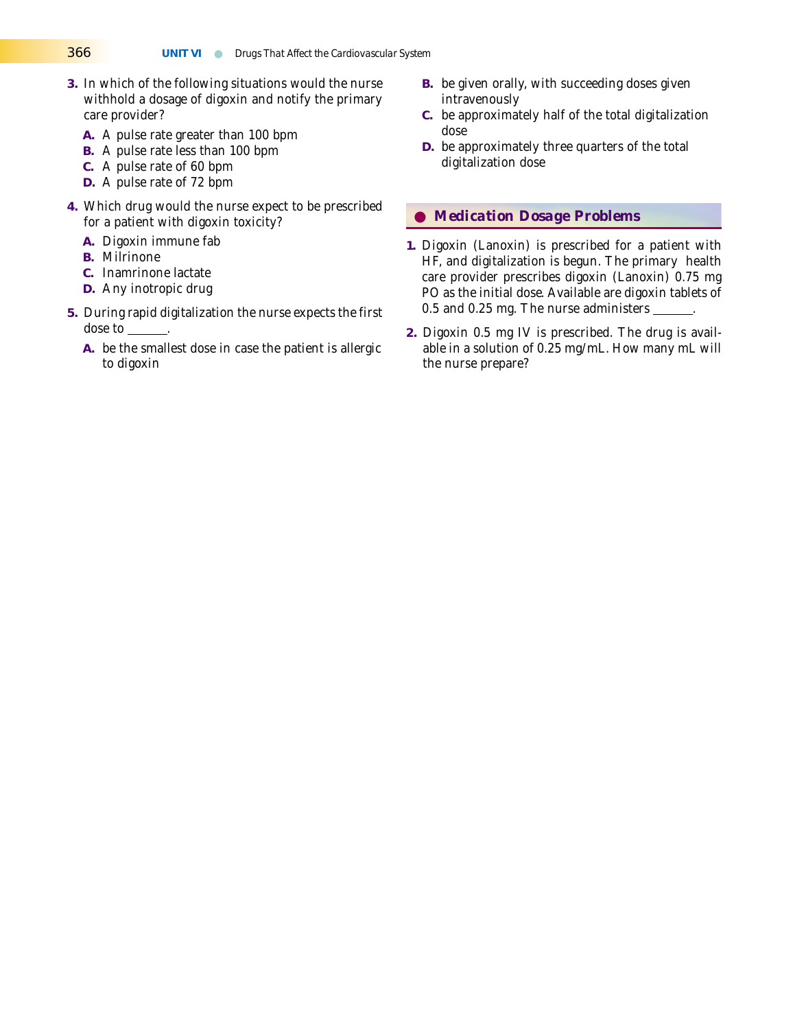3. In which of the following situations would the nurse withhold a dosage of digoxin and notify the primary care provider?

   **A.** A pulse rate greater than 100 bpm
   **B.** A pulse rate less than 100 bpm
   **C.** A pulse rate of 60 bpm
   **D.** A pulse rate of 72 bpm

4. Which drug would the nurse expect to be prescribed for a patient with digoxin toxicity?

   **A.** Digoxin immune fab
   **B.** Milrinone
   **C.** Inamrinone lactate
   **D.** Any inotropic drug

5. During rapid digitalization the nurse expects the first dose to ______.

   **A.** be the smallest dose in case the patient is allergic to digoxin
   **B.** be given orally, with succeeding doses given intravenously
   **C.** be approximately half of the total digitalization dose
   **D.** be approximately three quarters of the total digitalization dose

## Medication Dosage Problems

1. Digoxin (Lanoxin) is prescribed for a patient with HF, and digitalization is begun. The primary health care provider prescribes digoxin (Lanoxin) 0.75 mg PO as the initial dose. Available are digoxin tablets of 0.5 and 0.25 mg. The nurse administers ______.

2. Digoxin 0.5 mg IV is prescribed. The drug is available in a solution of 0.25 mg/mL. How many mL will the nurse prepare?